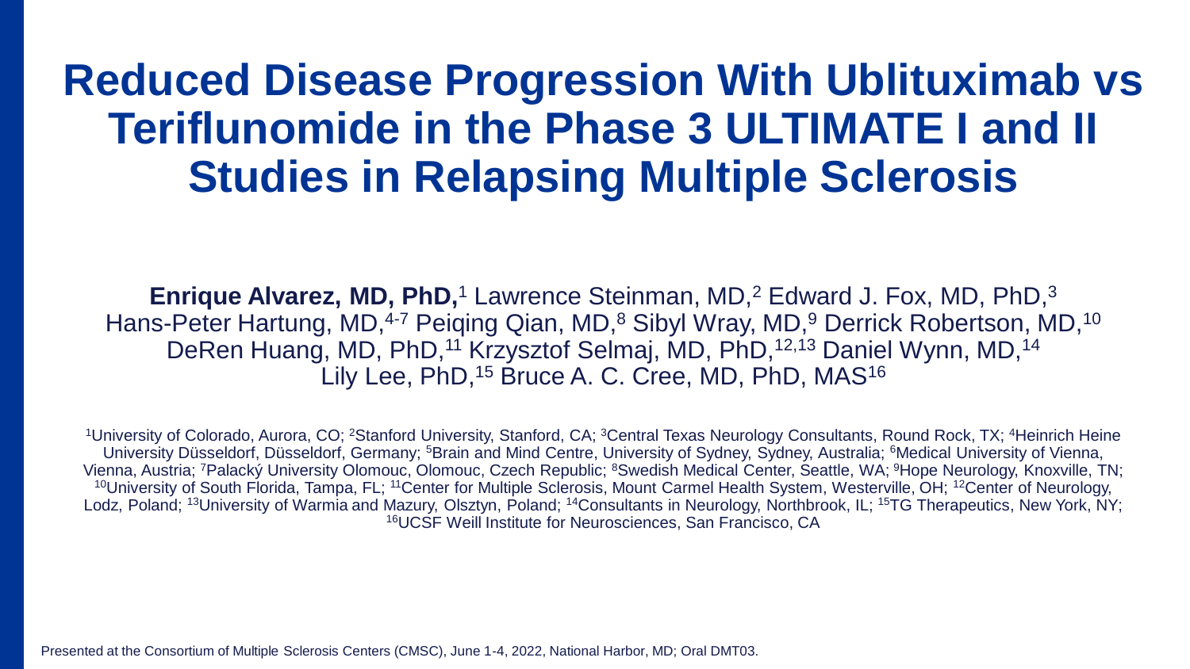# Reduced Disease Progression With Ublituximab vs Teriflunomide in the Phase 3 ULTIMATE I and II Studies in Relapsing Multiple Sclerosis

**Enrique Alvarez, MD, PhD,**[1] Lawrence Steinman, MD,[2] Edward J. Fox, MD, PhD,[3] Hans-Peter Hartung, MD,[4-7] Peiqing Qian, MD,[8] Sibyl Wray, MD,[9] Derrick Robertson, MD,[10] DeRen Huang, MD, PhD,[11] Krzysztof Selmaj, MD, PhD,[12,13] Daniel Wynn, MD,[14] Lily Lee, PhD,[15] Bruce A. C. Cree, MD, PhD, MAS[16]

[1]University of Colorado, Aurora, CO; [2]Stanford University, Stanford, CA; [3]Central Texas Neurology Consultants, Round Rock, TX; [4]Heinrich Heine University Düsseldorf, Düsseldorf, Germany; [5]Brain and Mind Centre, University of Sydney, Sydney, Australia; [6]Medical University of Vienna, Vienna, Austria; [7]Palacký University Olomouc, Olomouc, Czech Republic; [8]Swedish Medical Center, Seattle, WA; [9]Hope Neurology, Knoxville, TN; [10]University of South Florida, Tampa, FL; [11]Center for Multiple Sclerosis, Mount Carmel Health System, Westerville, OH; [12]Center of Neurology, Lodz, Poland; [13]University of Warmia and Mazury, Olsztyn, Poland; [14]Consultants in Neurology, Northbrook, IL; [15]TG Therapeutics, New York, NY; [16]UCSF Weill Institute for Neurosciences, San Francisco, CA

Presented at the Consortium of Multiple Sclerosis Centers (CMSC), June 1-4, 2022, National Harbor, MD; Oral DMT03.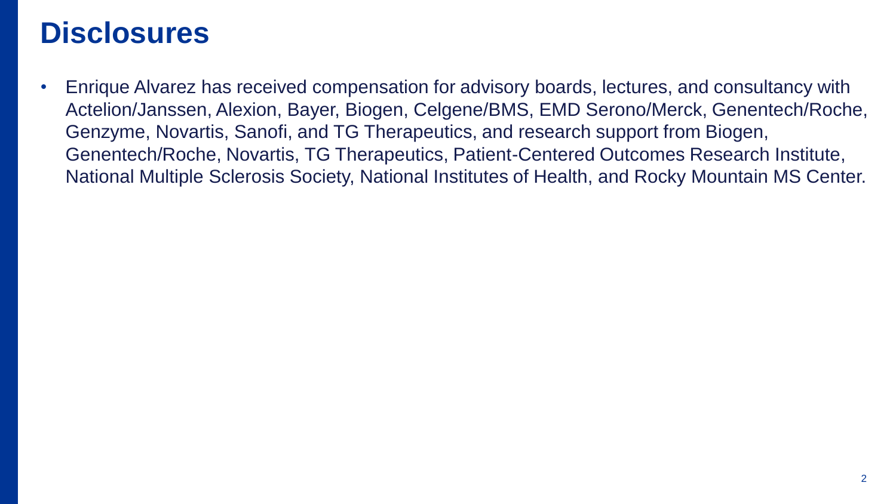# Disclosures

- Enrique Alvarez has received compensation for advisory boards, lectures, and consultancy with Actelion/Janssen, Alexion, Bayer, Biogen, Celgene/BMS, EMD Serono/Merck, Genentech/Roche, Genzyme, Novartis, Sanofi, and TG Therapeutics, and research support from Biogen, Genentech/Roche, Novartis, TG Therapeutics, Patient-Centered Outcomes Research Institute, National Multiple Sclerosis Society, National Institutes of Health, and Rocky Mountain MS Center.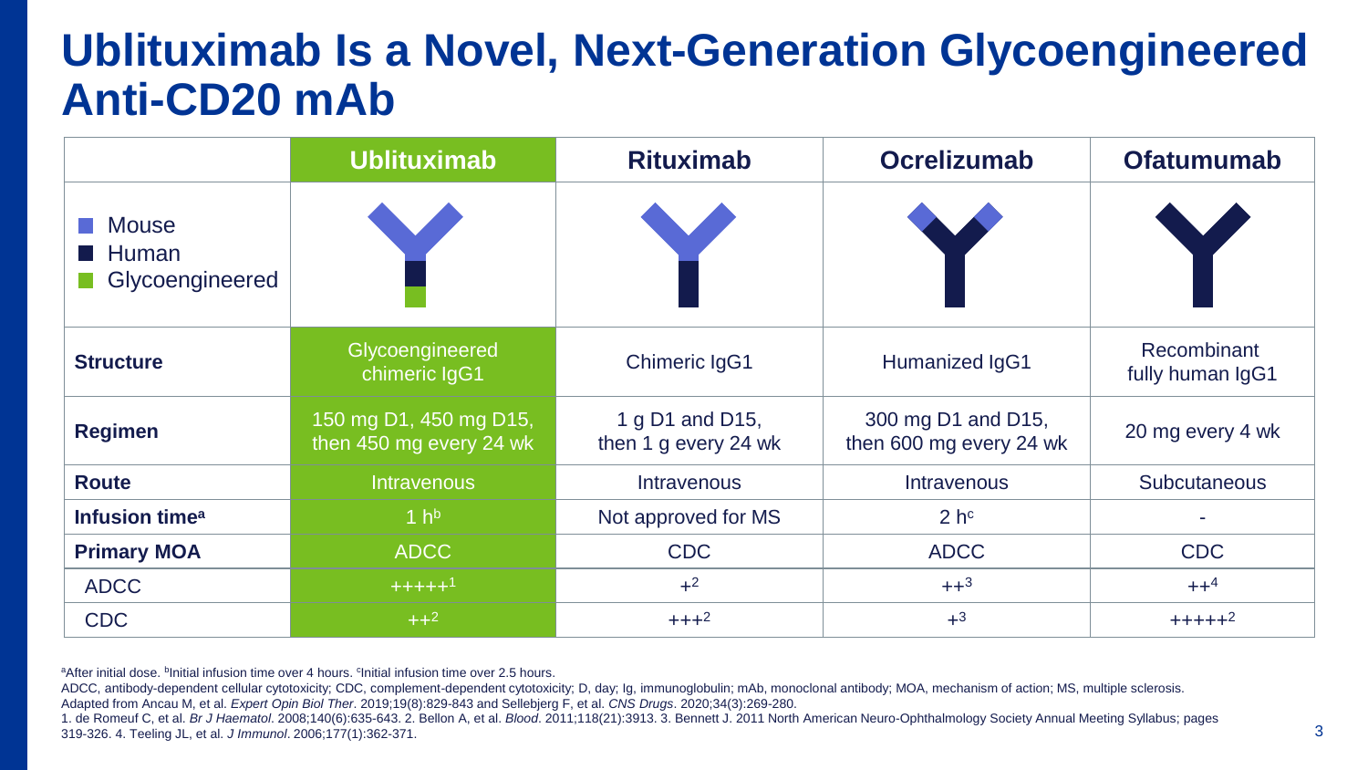# Ublituximab Is a Novel, Next-Generation Glycoengineered Anti-CD20 mAb

| | Ublituximab | Rituximab | Ocrelizumab | Ofatumumab |
|---|---|---|---|---|
| Mouse / Human / Glycoengineered | | | | |
| **Structure** | Glycoengineered chimeric IgG1 | Chimeric IgG1 | Humanized IgG1 | Recombinant fully human IgG1 |
| **Regimen** | 150 mg D1, 450 mg D15, then 450 mg every 24 wk | 1 g D1 and D15, then 1 g every 24 wk | 300 mg D1 and D15, then 600 mg every 24 wk | 20 mg every 4 wk |
| **Route** | Intravenous | Intravenous | Intravenous | Subcutaneous |
| **Infusion time[a]** | 1 h[b] | Not approved for MS | 2 h[c] | - |
| **Primary MOA** | ADCC | CDC | ADCC | CDC |
| ADCC | +++++[1] | +[2] | ++[3] | ++[4] |
| CDC | ++[2] | +++[2] | +[3] | +++++[2] |

[a]After initial dose. [b]Initial infusion time over 4 hours. [c]Initial infusion time over 2.5 hours.

ADCC, antibody-dependent cellular cytotoxicity; CDC, complement-dependent cytotoxicity; D, day; Ig, immunoglobulin; mAb, monoclonal antibody; MOA, mechanism of action; MS, multiple sclerosis.

Adapted from Ancau M, et al. *Expert Opin Biol Ther*. 2019;19(8):829-843 and Sellebjerg F, et al. *CNS Drugs*. 2020;34(3):269-280.

1. de Romeuf C, et al. *Br J Haematol*. 2008;140(6):635-643. 2. Bellon A, et al. *Blood*. 2011;118(21):3913. 3. Bennett J. 2011 North American Neuro-Ophthalmology Society Annual Meeting Syllabus; pages 319-326. 4. Teeling JL, et al. *J Immunol*. 2006;177(1):362-371.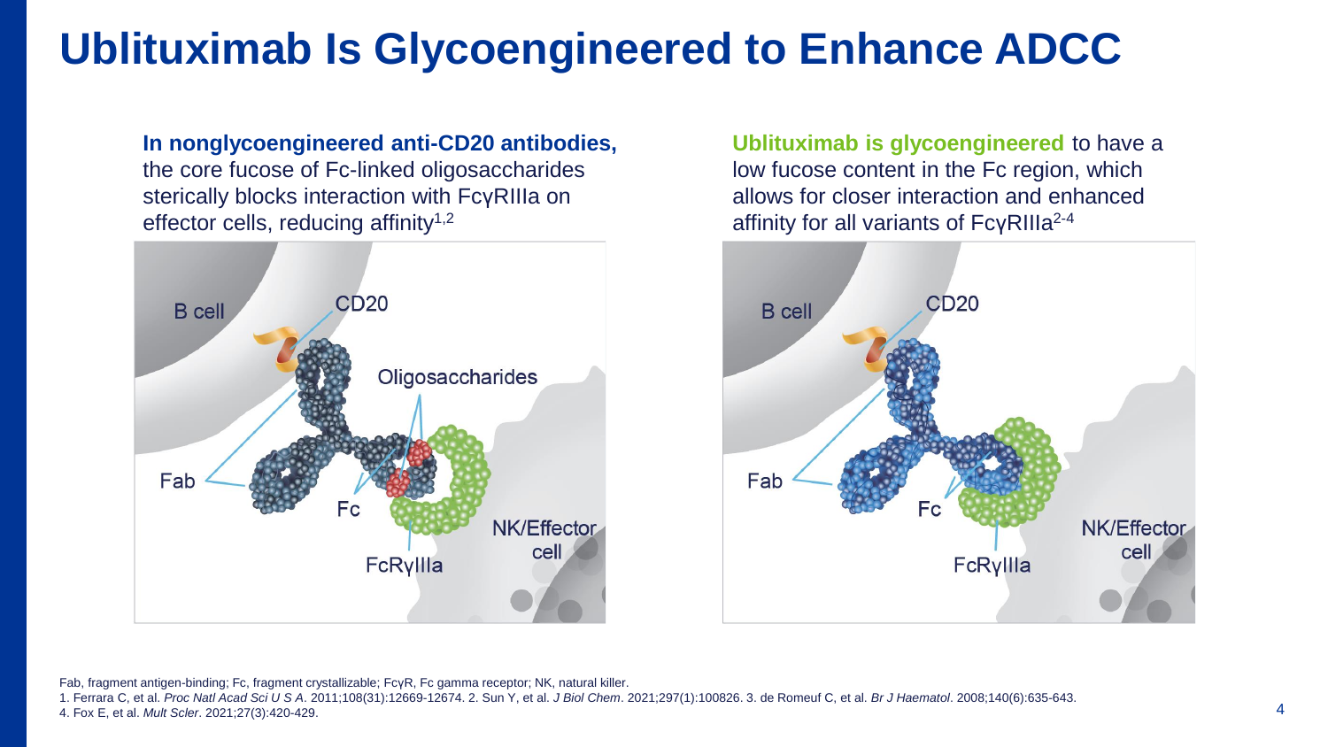# Ublituximab Is Glycoengineered to Enhance ADCC

**In nonglycoengineered anti-CD20 antibodies,** the core fucose of Fc-linked oligosaccharides sterically blocks interaction with FcγRIIIa on effector cells, reducing affinity[1,2]

B cell
CD20
Oligosaccharides
Fab
Fc
NK/Effector cell
FcRγIIIa

**Ublituximab is glycoengineered** to have a low fucose content in the Fc region, which allows for closer interaction and enhanced affinity for all variants of FcγRIIIa[2-4]

B cell
CD20
Fab
Fc
NK/Effector cell
FcRγIIIa

Fab, fragment antigen-binding; Fc, fragment crystallizable; FcγR, Fc gamma receptor; NK, natural killer.

1. Ferrara C, et al. *Proc Natl Acad Sci U S A*. 2011;108(31):12669-12674. 2. Sun Y, et al. *J Biol Chem*. 2021;297(1):100826. 3. de Romeuf C, et al. *Br J Haematol*. 2008;140(6):635-643. 4. Fox E, et al. *Mult Scler*. 2021;27(3):420-429.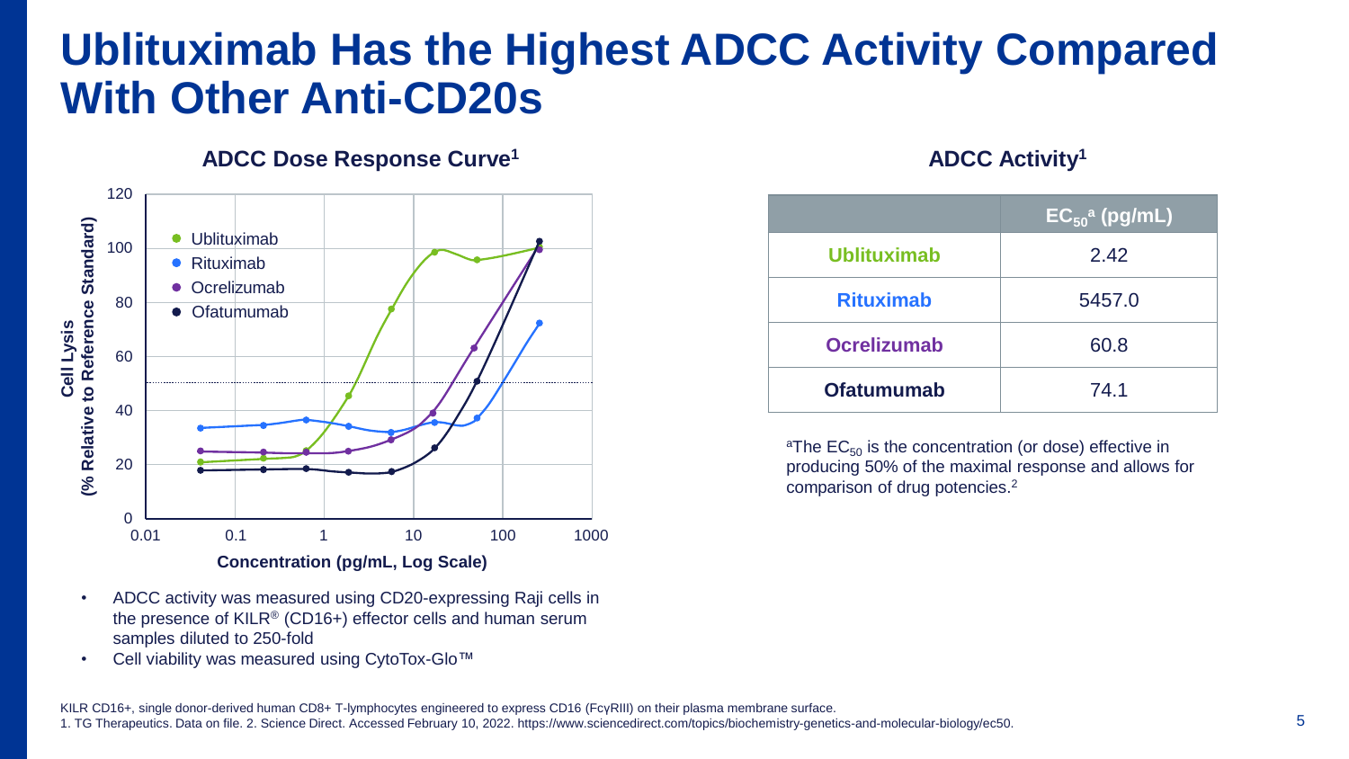# Ublituximab Has the Highest ADCC Activity Compared With Other Anti-CD20s

## ADCC Dose Response Curve[1]

Cell Lysis (% Relative to Reference Standard)

Concentration (pg/mL, Log Scale)

- Ublituximab
- Rituximab
- Ocrelizumab
- Ofatumumab

- ADCC activity was measured using CD20-expressing Raji cells in the presence of KILR® (CD16+) effector cells and human serum samples diluted to 250-fold
- Cell viability was measured using CytoTox-Glo™

## ADCC Activity[1]

| | $EC_{50}$[a] (pg/mL) |
|---|---|
| **Ublituximab** | 2.42 |
| **Rituximab** | 5457.0 |
| **Ocrelizumab** | 60.8 |
| **Ofatumumab** | 74.1 |

[a]The $EC_{50}$ is the concentration (or dose) effective in producing 50% of the maximal response and allows for comparison of drug potencies.[2]

KILR CD16+, single donor-derived human CD8+ T-lymphocytes engineered to express CD16 (FcγRIII) on their plasma membrane surface.
1. TG Therapeutics. Data on file. 2. Science Direct. Accessed February 10, 2022. https://www.sciencedirect.com/topics/biochemistry-genetics-and-molecular-biology/ec50.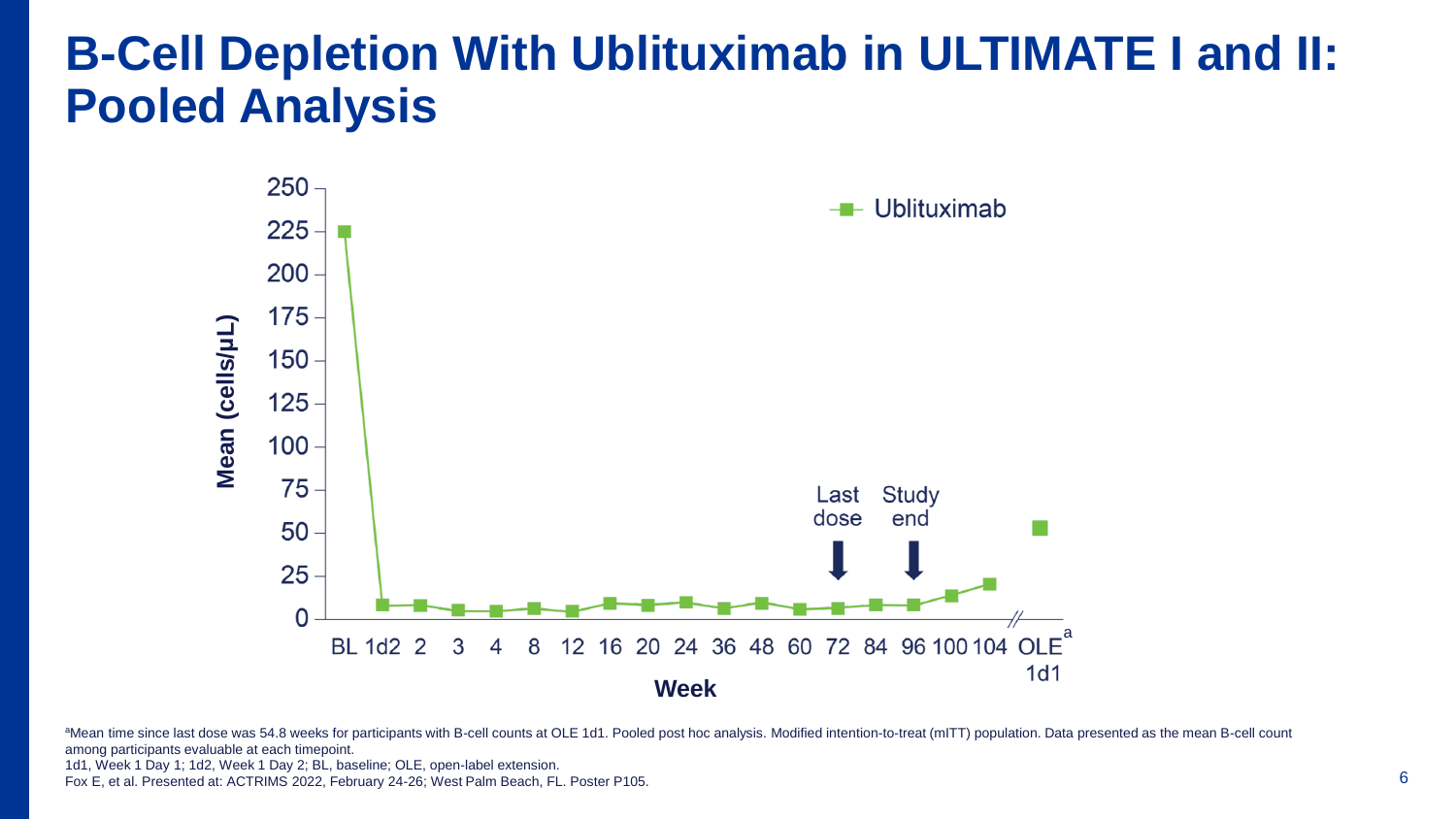# B-Cell Depletion With Ublituximab in ULTIMATE I and II: Pooled Analysis

Ublituximab

Mean (cells/μL)

Last dose

Study end

Week

BL 1d2 2 3 4 8 12 16 20 24 36 48 60 72 84 96 100 104 OLE[a] 1d1

[a]Mean time since last dose was 54.8 weeks for participants with B-cell counts at OLE 1d1. Pooled post hoc analysis. Modified intention-to-treat (mITT) population. Data presented as the mean B-cell count among participants evaluable at each timepoint.

1d1, Week 1 Day 1; 1d2, Week 1 Day 2; BL, baseline; OLE, open-label extension.

Fox E, et al. Presented at: ACTRIMS 2022, February 24-26; West Palm Beach, FL. Poster P105.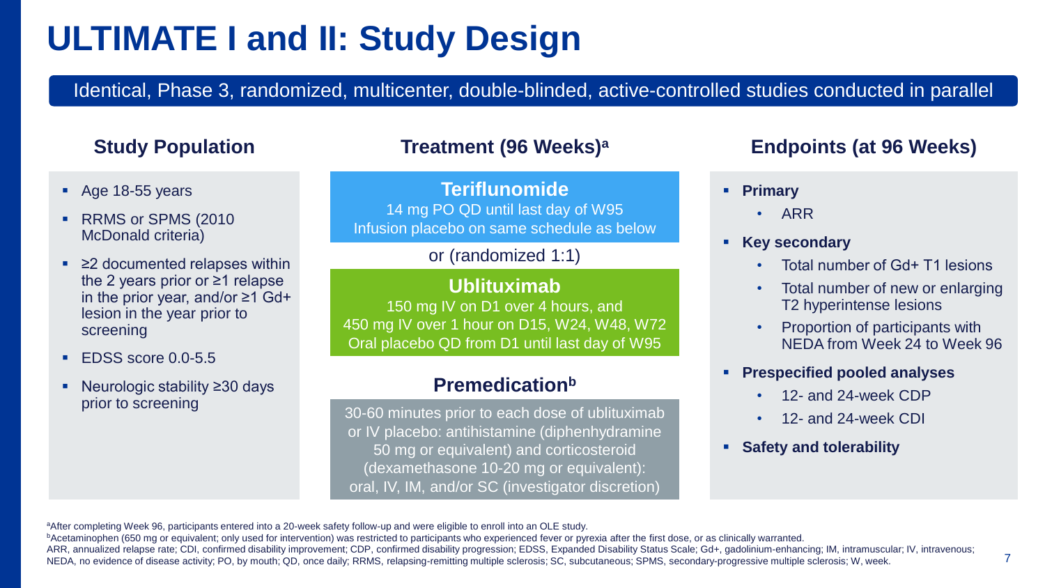# ULTIMATE I and II: Study Design

Identical, Phase 3, randomized, multicenter, double-blinded, active-controlled studies conducted in parallel

## Study Population

- Age 18-55 years
- RRMS or SPMS (2010 McDonald criteria)
- ≥2 documented relapses within the 2 years prior or ≥1 relapse in the prior year, and/or ≥1 Gd+ lesion in the year prior to screening
- EDSS score 0.0-5.5
- Neurologic stability ≥30 days prior to screening

## Treatment (96 Weeks)[a]

**Teriflunomide**

14 mg PO QD until last day of W95
Infusion placebo on same schedule as below

or (randomized 1:1)

**Ublituximab**

150 mg IV on D1 over 4 hours, and
450 mg IV over 1 hour on D15, W24, W48, W72
Oral placebo QD from D1 until last day of W95

**Premedication[b]**

30-60 minutes prior to each dose of ublituximab or IV placebo: antihistamine (diphenhydramine 50 mg or equivalent) and corticosteroid (dexamethasone 10-20 mg or equivalent): oral, IV, IM, and/or SC (investigator discretion)

## Endpoints (at 96 Weeks)

- **Primary**
  - ARR
- **Key secondary**
  - Total number of Gd+ T1 lesions
  - Total number of new or enlarging T2 hyperintense lesions
  - Proportion of participants with NEDA from Week 24 to Week 96
- **Prespecified pooled analyses**
  - 12- and 24-week CDP
  - 12- and 24-week CDI
- **Safety and tolerability**

[a]After completing Week 96, participants entered into a 20-week safety follow-up and were eligible to enroll into an OLE study.
[b]Acetaminophen (650 mg or equivalent; only used for intervention) was restricted to participants who experienced fever or pyrexia after the first dose, or as clinically warranted.
ARR, annualized relapse rate; CDI, confirmed disability improvement; CDP, confirmed disability progression; EDSS, Expanded Disability Status Scale; Gd+, gadolinium-enhancing; IM, intramuscular; IV, intravenous; NEDA, no evidence of disease activity; PO, by mouth; QD, once daily; RRMS, relapsing-remitting multiple sclerosis; SC, subcutaneous; SPMS, secondary-progressive multiple sclerosis; W, week.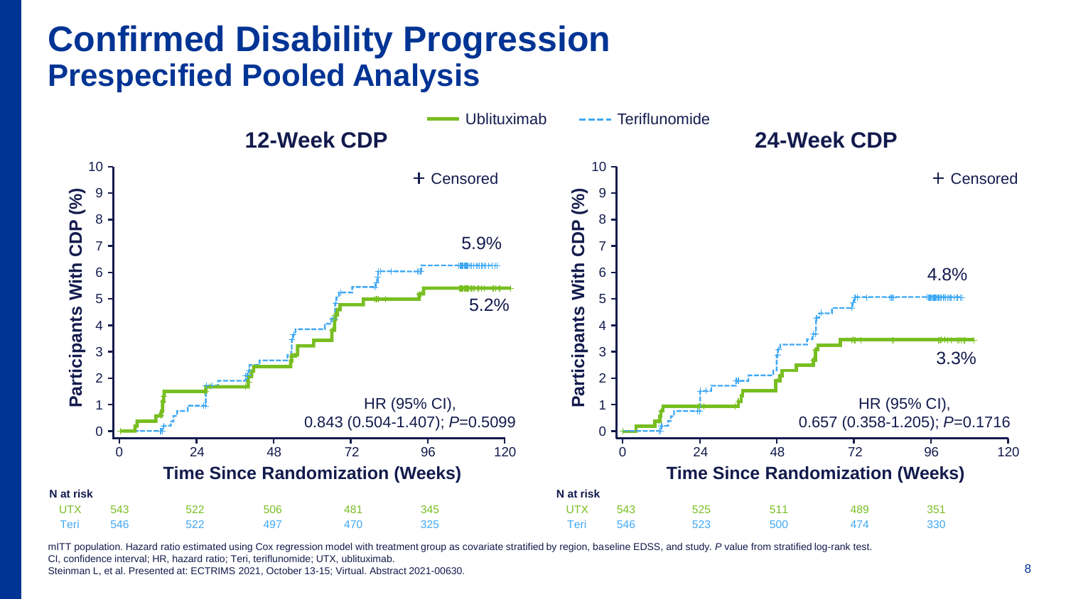# Confirmed Disability Progression

## Prespecified Pooled Analysis

Ublituximab / Teriflunomide

### 12-Week CDP

Participants With CDP (%) vs. Time Since Randomization (Weeks)

- Teriflunomide: 5.9%
- Ublituximab: 5.2%
- HR (95% CI), 0.843 (0.504-1.407); *P*=0.5099

+ Censored

| N at risk | 0 | 24 | 48 | 72 | 96 |
|---|---|---|---|---|---|
| UTX | 543 | 522 | 506 | 481 | 345 |
| Teri | 546 | 522 | 497 | 470 | 325 |

### 24-Week CDP

Participants With CDP (%) vs. Time Since Randomization (Weeks)

- Teriflunomide: 4.8%
- Ublituximab: 3.3%
- HR (95% CI), 0.657 (0.358-1.205); *P*=0.1716

+ Censored

| N at risk | 0 | 24 | 48 | 72 | 96 |
|---|---|---|---|---|---|
| UTX | 543 | 525 | 511 | 489 | 351 |
| Teri | 546 | 523 | 500 | 474 | 330 |

mITT population. Hazard ratio estimated using Cox regression model with treatment group as covariate stratified by region, baseline EDSS, and study. *P* value from stratified log-rank test.
CI, confidence interval; HR, hazard ratio; Teri, teriflunomide; UTX, ublituximab.
Steinman L, et al. Presented at: ECTRIMS 2021, October 13-15; Virtual. Abstract 2021-00630.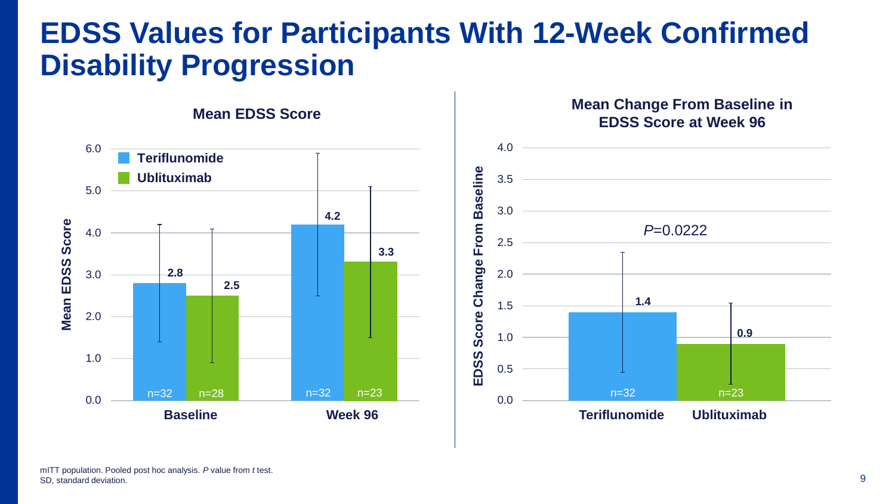# EDSS Values for Participants With 12-Week Confirmed Disability Progression

**Mean EDSS Score**

| | Teriflunomide | Ublituximab |
|---|---|---|
| Baseline | 2.8 (n=32) | 2.5 (n=28) |
| Week 96 | 4.2 (n=32) | 3.3 (n=23) |

**Mean Change From Baseline in EDSS Score at Week 96**

| | Teriflunomide | Ublituximab |
|---|---|---|
| EDSS Score Change From Baseline | 1.4 (n=32) | 0.9 (n=23) |

*P*=0.0222

mITT population. Pooled post hoc analysis. *P* value from *t* test.
SD, standard deviation.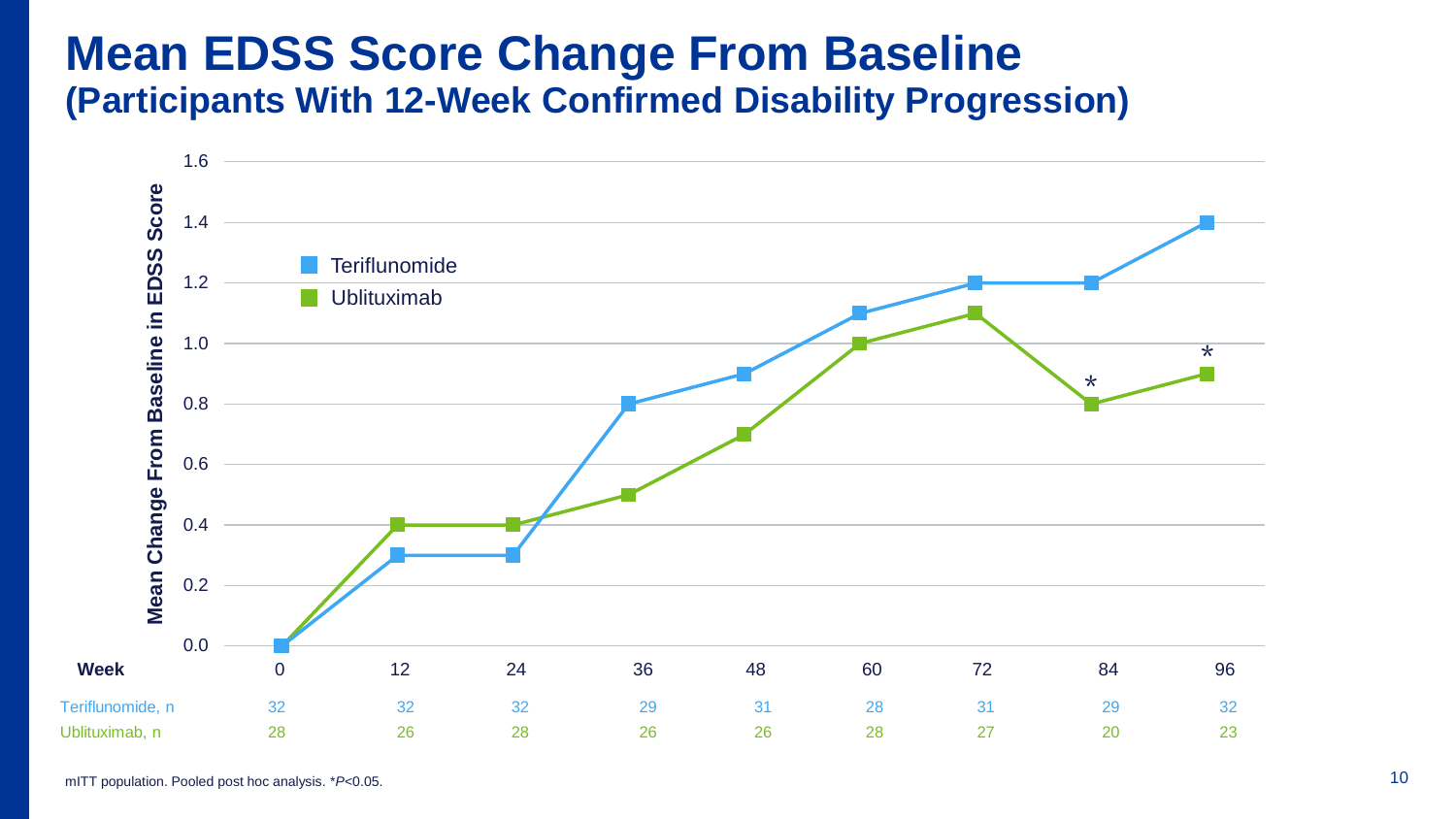# Mean EDSS Score Change From Baseline
## (Participants With 12-Week Confirmed Disability Progression)

| Week | 0 | 12 | 24 | 36 | 48 | 60 | 72 | 84 | 96 |
|---|---|---|---|---|---|---|---|---|---|
| Teriflunomide, n | 32 | 32 | 32 | 29 | 31 | 28 | 31 | 29 | 32 |
| Ublituximab, n | 28 | 26 | 28 | 26 | 26 | 28 | 27 | 20 | 23 |

mITT population. Pooled post hoc analysis. *$P<0.05$.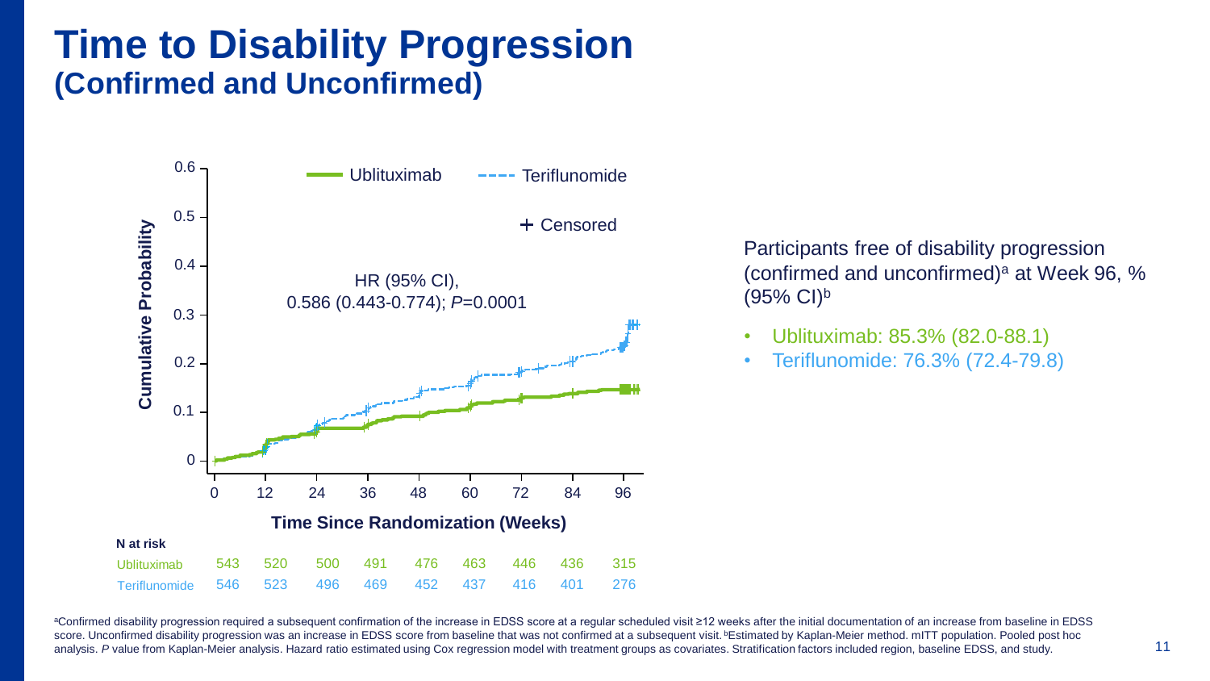# Time to Disability Progression
## (Confirmed and Unconfirmed)

Ublituximab | Teriflunomide | + Censored

HR (95% CI), 0.586 (0.443-0.774); *P*=0.0001

Cumulative Probability (0–0.6) vs. Time Since Randomization (Weeks)

**N at risk**

| | 0 | 12 | 24 | 36 | 48 | 60 | 72 | 84 | 96 |
|---|---|---|---|---|---|---|---|---|---|
| Ublituximab | 543 | 520 | 500 | 491 | 476 | 463 | 446 | 436 | 315 |
| Teriflunomide | 546 | 523 | 496 | 469 | 452 | 437 | 416 | 401 | 276 |

Participants free of disability progression (confirmed and unconfirmed)[a] at Week 96, % (95% CI)[b]

- Ublituximab: 85.3% (82.0-88.1)
- Teriflunomide: 76.3% (72.4-79.8)

[a]Confirmed disability progression required a subsequent confirmation of the increase in EDSS score at a regular scheduled visit ≥12 weeks after the initial documentation of an increase from baseline in EDSS score. Unconfirmed disability progression was an increase in EDSS score from baseline that was not confirmed at a subsequent visit. [b]Estimated by Kaplan-Meier method. mITT population. Pooled post hoc analysis. *P* value from Kaplan-Meier analysis. Hazard ratio estimated using Cox regression model with treatment groups as covariates. Stratification factors included region, baseline EDSS, and study.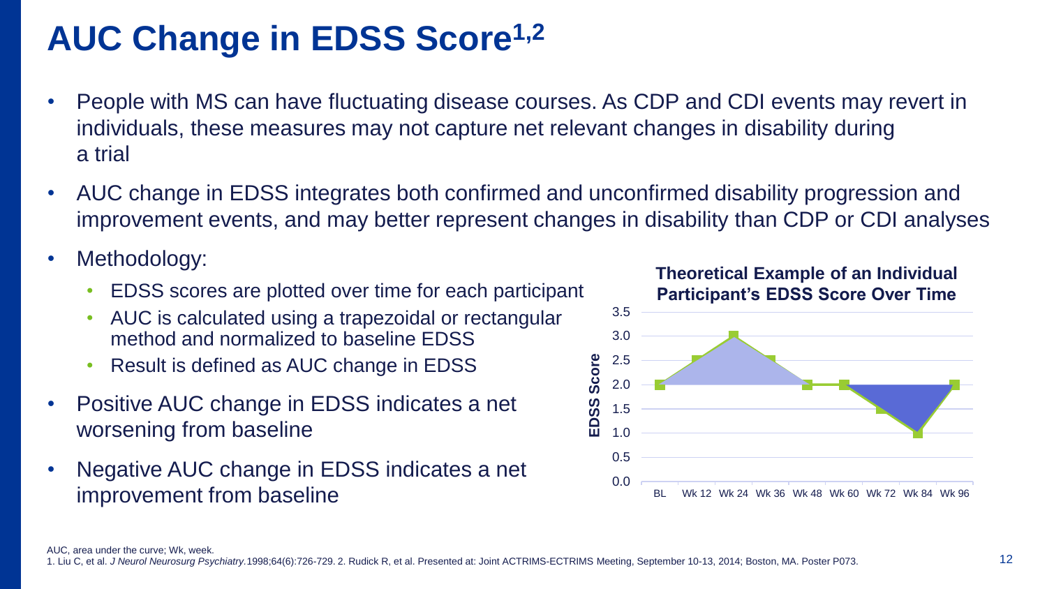# AUC Change in EDSS Score[1,2]

- People with MS can have fluctuating disease courses. As CDP and CDI events may revert in individuals, these measures may not capture net relevant changes in disability during a trial
- AUC change in EDSS integrates both confirmed and unconfirmed disability progression and improvement events, and may better represent changes in disability than CDP or CDI analyses
- Methodology:
  - EDSS scores are plotted over time for each participant
  - AUC is calculated using a trapezoidal or rectangular method and normalized to baseline EDSS
  - Result is defined as AUC change in EDSS
- Positive AUC change in EDSS indicates a net worsening from baseline
- Negative AUC change in EDSS indicates a net improvement from baseline

**Theoretical Example of an Individual Participant's EDSS Score Over Time**

| Time | BL | Wk 12 | Wk 24 | Wk 36 | Wk 48 | Wk 60 | Wk 72 | Wk 84 | Wk 96 |
|---|---|---|---|---|---|---|---|---|---|
| EDSS Score | 2.0 | 2.5 | 3.0 | 2.5 | 2.0 | 2.0 | 1.5 | 1.0 | 2.0 |

AUC, area under the curve; Wk, week.

1. Liu C, et al. *J Neurol Neurosurg Psychiatry*.1998;64(6):726-729. 2. Rudick R, et al. Presented at: Joint ACTRIMS-ECTRIMS Meeting, September 10-13, 2014; Boston, MA. Poster P073.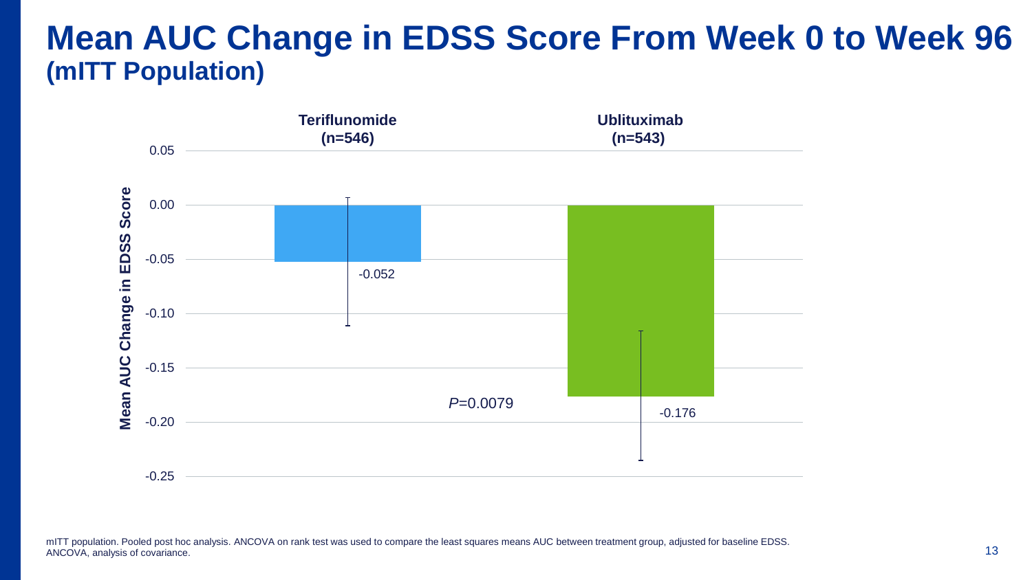# Mean AUC Change in EDSS Score From Week 0 to Week 96
## (mITT Population)

| | Teriflunomide (n=546) | Ublituximab (n=543) |
|---|---|---|
| Mean AUC Change in EDSS Score | -0.052 | -0.176 |

*P*=0.0079

mITT population. Pooled post hoc analysis. ANCOVA on rank test was used to compare the least squares means AUC between treatment group, adjusted for baseline EDSS.
ANCOVA, analysis of covariance.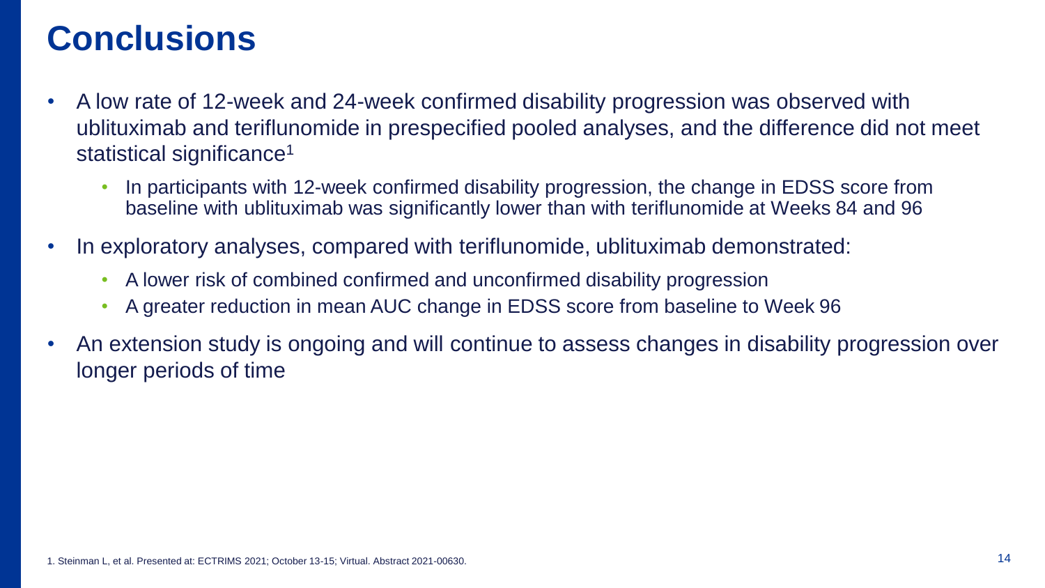# Conclusions

- A low rate of 12-week and 24-week confirmed disability progression was observed with ublituximab and teriflunomide in prespecified pooled analyses, and the difference did not meet statistical significance[1]
  - In participants with 12-week confirmed disability progression, the change in EDSS score from baseline with ublituximab was significantly lower than with teriflunomide at Weeks 84 and 96
- In exploratory analyses, compared with teriflunomide, ublituximab demonstrated:
  - A lower risk of combined confirmed and unconfirmed disability progression
  - A greater reduction in mean AUC change in EDSS score from baseline to Week 96
- An extension study is ongoing and will continue to assess changes in disability progression over longer periods of time

1. Steinman L, et al. Presented at: ECTRIMS 2021; October 13-15; Virtual. Abstract 2021-00630.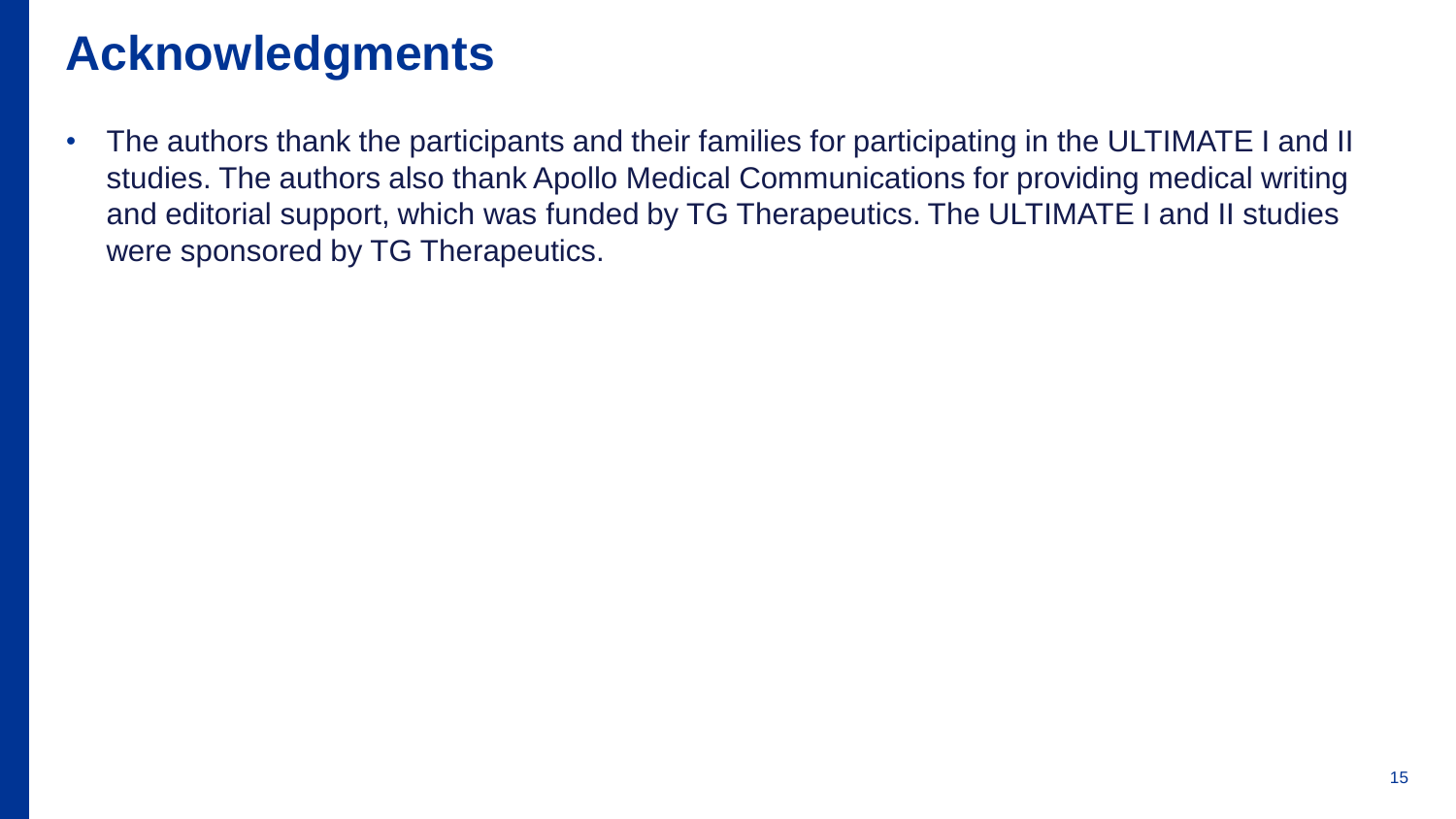# Acknowledgments

- The authors thank the participants and their families for participating in the ULTIMATE I and II studies. The authors also thank Apollo Medical Communications for providing medical writing and editorial support, which was funded by TG Therapeutics. The ULTIMATE I and II studies were sponsored by TG Therapeutics.